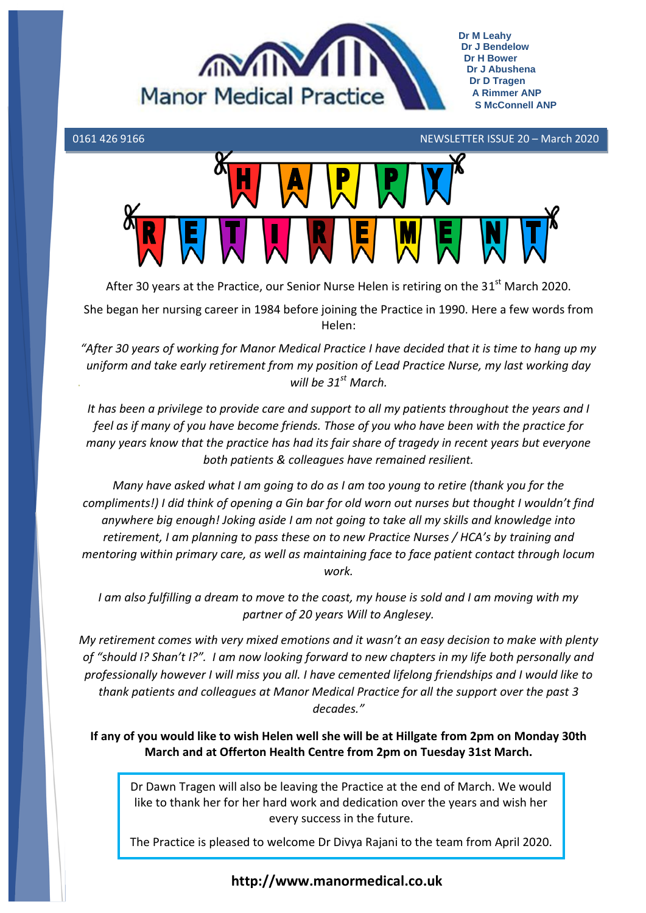# Manor Medical Practice

Dr M Leahy
Dr J Bendelow
Dr H Bower
Dr J Abushena
Dr D Tragen
A Rimmer ANP
S McConnell ANP

0161 426 9166 NEWSLETTER ISSUE 20 – March 2020

## HAPPY RETIREMENT

After 30 years at the Practice, our Senior Nurse Helen is retiring on the 31st March 2020.

She began her nursing career in 1984 before joining the Practice in 1990. Here a few words from Helen:

*"After 30 years of working for Manor Medical Practice I have decided that it is time to hang up my uniform and take early retirement from my position of Lead Practice Nurse, my last working day will be 31st March.*

*It has been a privilege to provide care and support to all my patients throughout the years and I feel as if many of you have become friends. Those of you who have been with the practice for many years know that the practice has had its fair share of tragedy in recent years but everyone both patients & colleagues have remained resilient.*

*Many have asked what I am going to do as I am too young to retire (thank you for the compliments!) I did think of opening a Gin bar for old worn out nurses but thought I wouldn't find anywhere big enough! Joking aside I am not going to take all my skills and knowledge into retirement, I am planning to pass these on to new Practice Nurses / HCA's by training and mentoring within primary care, as well as maintaining face to face patient contact through locum work.*

*I am also fulfilling a dream to move to the coast, my house is sold and I am moving with my partner of 20 years Will to Anglesey.*

*My retirement comes with very mixed emotions and it wasn't an easy decision to make with plenty of "should I? Shan't I?". I am now looking forward to new chapters in my life both personally and professionally however I will miss you all. I have cemented lifelong friendships and I would like to thank patients and colleagues at Manor Medical Practice for all the support over the past 3 decades."*

**If any of you would like to wish Helen well she will be at Hillgate from 2pm on Monday 30th March and at Offerton Health Centre from 2pm on Tuesday 31st March.**

Dr Dawn Tragen will also be leaving the Practice at the end of March. We would like to thank her for her hard work and dedication over the years and wish her every success in the future.

The Practice is pleased to welcome Dr Divya Rajani to the team from April 2020.

**http://www.manormedical.co.uk**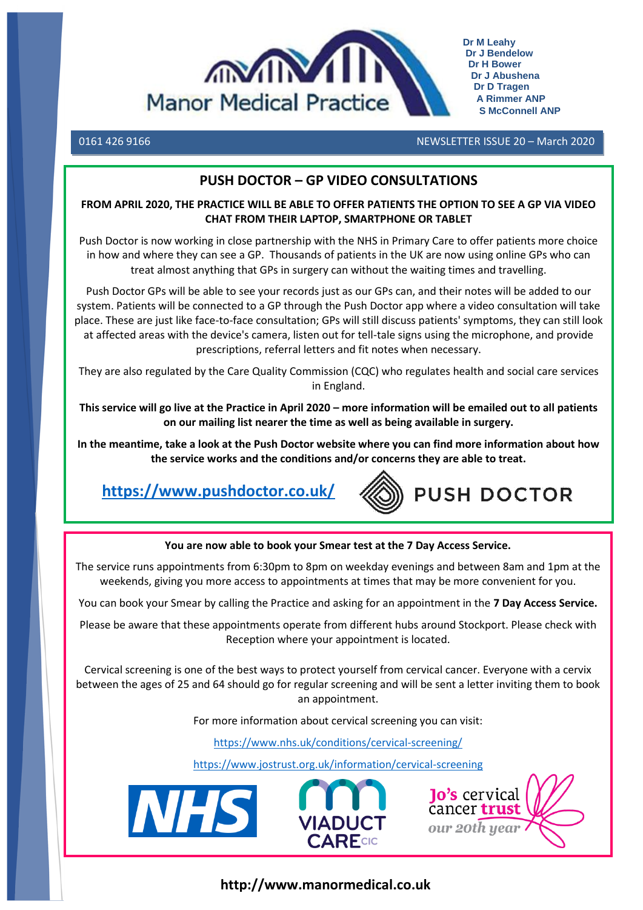Manor Medical Practice

Dr M Leahy
Dr J Bendelow
Dr H Bower
Dr J Abushena
Dr D Tragen
A Rimmer ANP
S McConnell ANP

0161 426 9166 NEWSLETTER ISSUE 20 – March 2020

## PUSH DOCTOR – GP VIDEO CONSULTATIONS

**FROM APRIL 2020, THE PRACTICE WILL BE ABLE TO OFFER PATIENTS THE OPTION TO SEE A GP VIA VIDEO CHAT FROM THEIR LAPTOP, SMARTPHONE OR TABLET**

Push Doctor is now working in close partnership with the NHS in Primary Care to offer patients more choice in how and where they can see a GP. Thousands of patients in the UK are now using online GPs who can treat almost anything that GPs in surgery can without the waiting times and travelling.

Push Doctor GPs will be able to see your records just as our GPs can, and their notes will be added to our system. Patients will be connected to a GP through the Push Doctor app where a video consultation will take place. These are just like face-to-face consultation; GPs will still discuss patients' symptoms, they can still look at affected areas with the device's camera, listen out for tell-tale signs using the microphone, and provide prescriptions, referral letters and fit notes when necessary.

They are also regulated by the Care Quality Commission (CQC) who regulates health and social care services in England.

**This service will go live at the Practice in April 2020 – more information will be emailed out to all patients on our mailing list nearer the time as well as being available in surgery.**

**In the meantime, take a look at the Push Doctor website where you can find more information about how the service works and the conditions and/or concerns they are able to treat.**

**https://www.pushdoctor.co.uk/**

PUSH DOCTOR

**You are now able to book your Smear test at the 7 Day Access Service.**

The service runs appointments from 6:30pm to 8pm on weekday evenings and between 8am and 1pm at the weekends, giving you more access to appointments at times that may be more convenient for you.

You can book your Smear by calling the Practice and asking for an appointment in the **7 Day Access Service.**

Please be aware that these appointments operate from different hubs around Stockport. Please check with Reception where your appointment is located.

Cervical screening is one of the best ways to protect yourself from cervical cancer. Everyone with a cervix between the ages of 25 and 64 should go for regular screening and will be sent a letter inviting them to book an appointment.

For more information about cervical screening you can visit:

https://www.nhs.uk/conditions/cervical-screening/

https://www.jostrust.org.uk/information/cervical-screening

NHS

VIADUCT CARE CIC

Jo's cervical cancer trust — our 20th year

**http://www.manormedical.co.uk**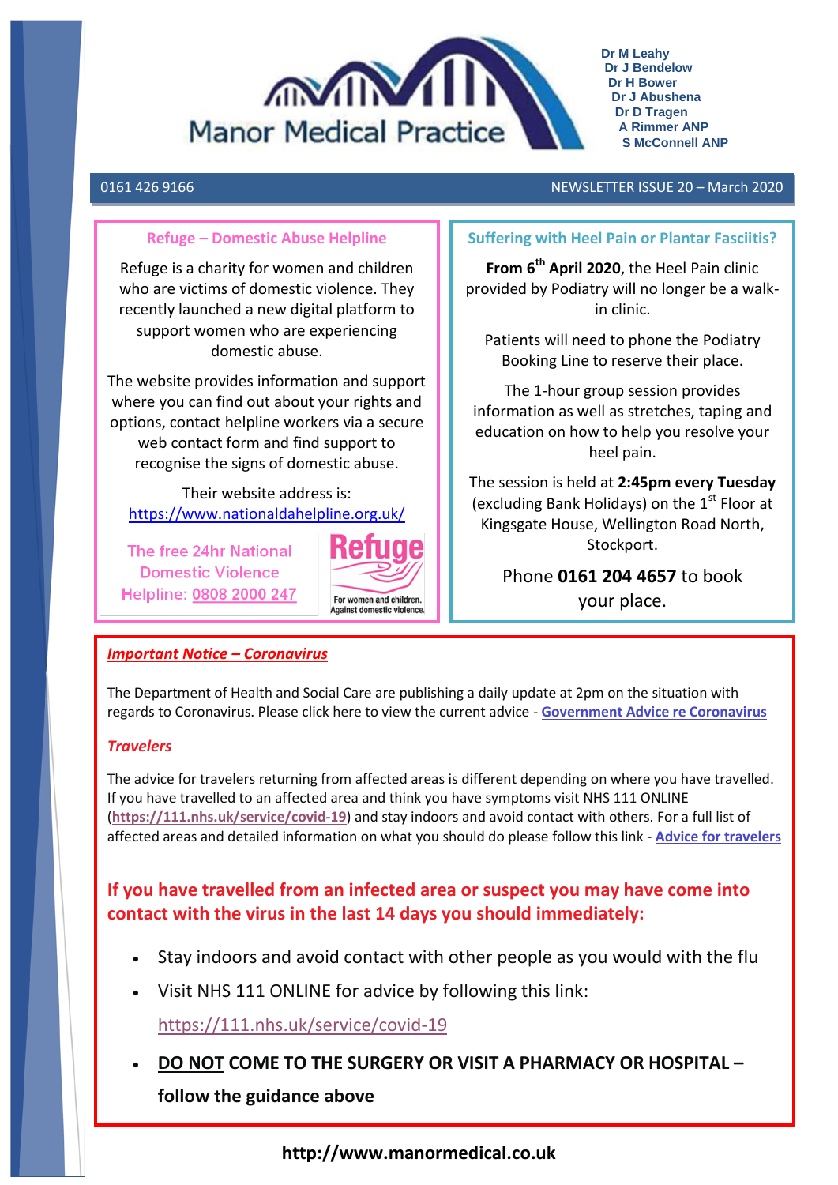# Manor Medical Practice

Dr M Leahy
Dr J Bendelow
Dr H Bower
Dr J Abushena
Dr D Tragen
A Rimmer ANP
S McConnell ANP

0161 426 9166

NEWSLETTER ISSUE 20 – March 2020

## Refuge – Domestic Abuse Helpline

Refuge is a charity for women and children who are victims of domestic violence. They recently launched a new digital platform to support women who are experiencing domestic abuse.

The website provides information and support where you can find out about your rights and options, contact helpline workers via a secure web contact form and find support to recognise the signs of domestic abuse.

Their website address is:
https://www.nationaldahelpline.org.uk/

The free 24hr National Domestic Violence Helpline: 0808 2000 247

Refuge
For women and children. Against domestic violence.

## Suffering with Heel Pain or Plantar Fasciitis?

**From 6th April 2020**, the Heel Pain clinic provided by Podiatry will no longer be a walk-in clinic.

Patients will need to phone the Podiatry Booking Line to reserve their place.

The 1-hour group session provides information as well as stretches, taping and education on how to help you resolve your heel pain.

The session is held at **2:45pm every Tuesday** (excluding Bank Holidays) on the 1st Floor at Kingsgate House, Wellington Road North, Stockport.

Phone **0161 204 4657** to book your place.

## ***Important Notice – Coronavirus***

The Department of Health and Social Care are publishing a daily update at 2pm on the situation with regards to Coronavirus. Please click here to view the current advice - **Government Advice re Coronavirus**

### ***Travelers***

The advice for travelers returning from affected areas is different depending on where you have travelled. If you have travelled to an affected area and think you have symptoms visit NHS 111 ONLINE (**https://111.nhs.uk/service/covid-19**) and stay indoors and avoid contact with others. For a full list of affected areas and detailed information on what you should do please follow this link - **Advice for travelers**

**If you have travelled from an infected area or suspect you may have come into contact with the virus in the last 14 days you should immediately:**

- Stay indoors and avoid contact with other people as you would with the flu
- Visit NHS 111 ONLINE for advice by following this link:
  https://111.nhs.uk/service/covid-19
- **DO NOT COME TO THE SURGERY OR VISIT A PHARMACY OR HOSPITAL – follow the guidance above**

**http://www.manormedical.co.uk**